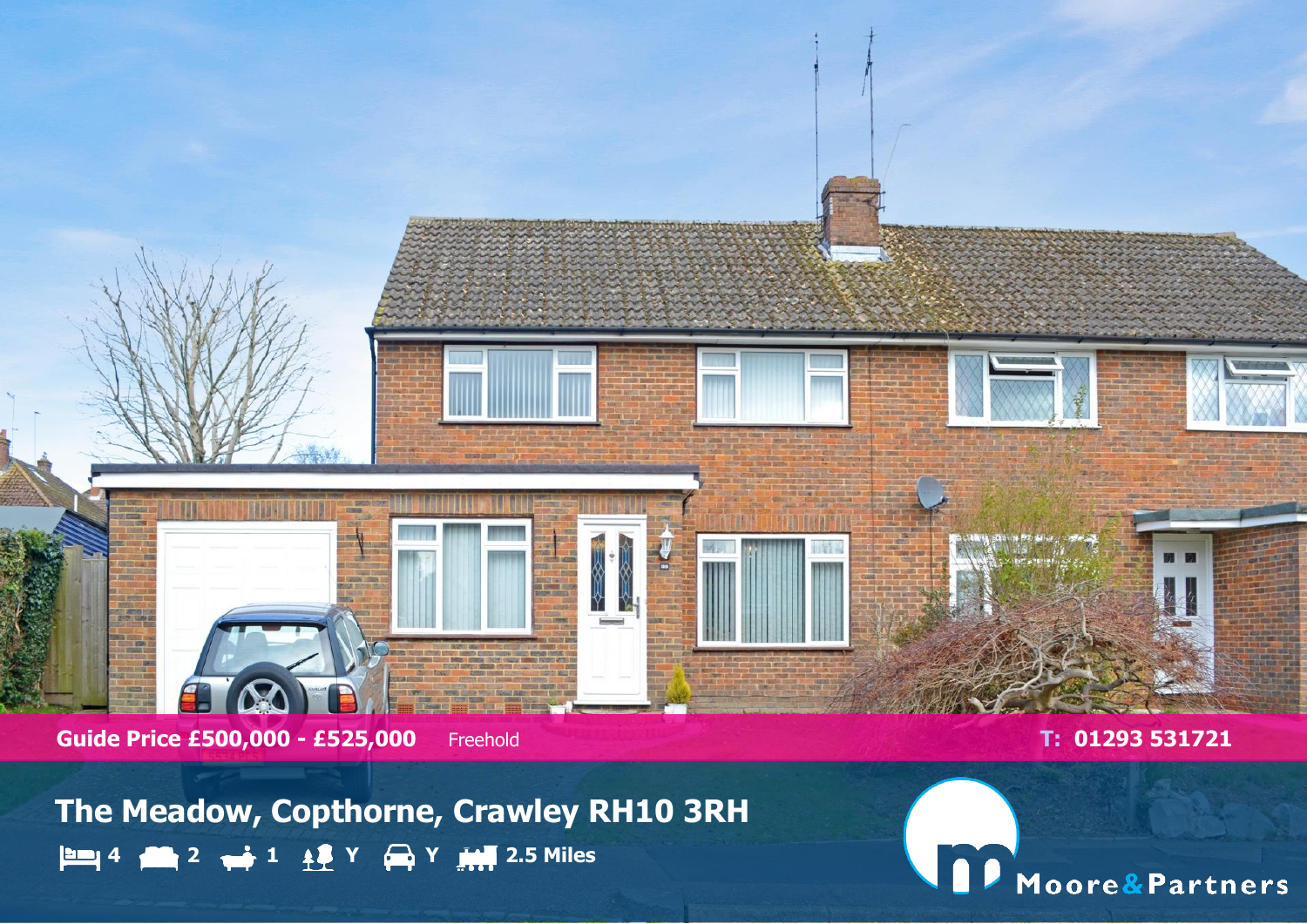**Guide Price £500,000 - £525,000** Freehold

**T: 01293 531721**

# The Meadow, Copthorne, Crawley RH10 3RH

4 | 2 | 1 | Y | Y | 2.5 Miles

Moore&Partners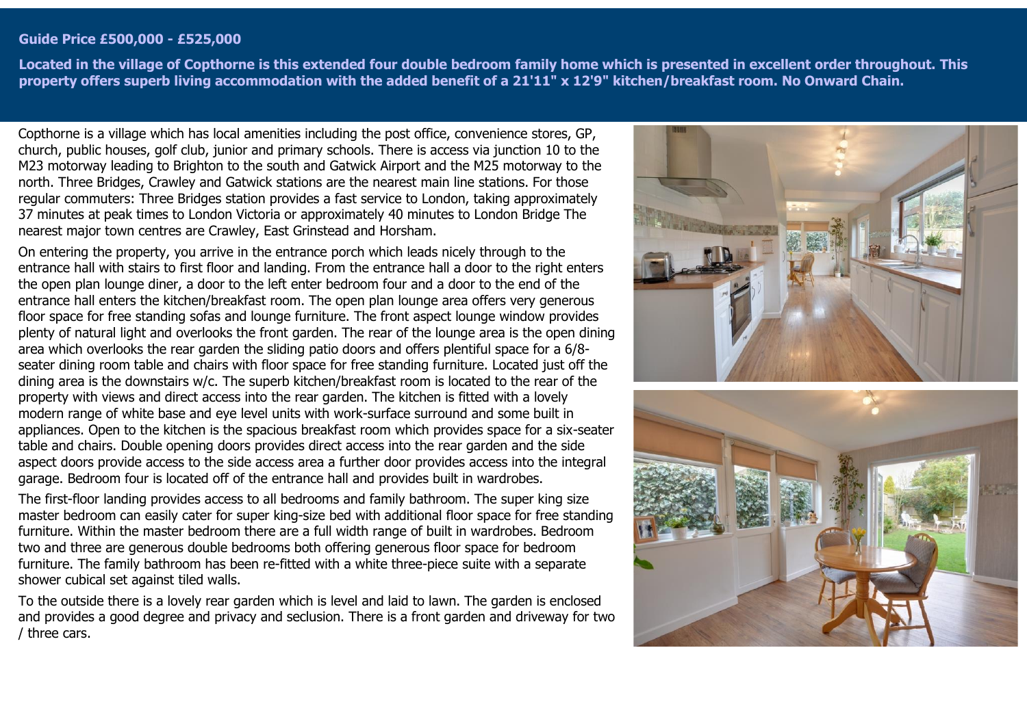**Guide Price £500,000 - £525,000**

**Located in the village of Copthorne is this extended four double bedroom family home which is presented in excellent order throughout. This property offers superb living accommodation with the added benefit of a 21'11" x 12'9" kitchen/breakfast room. No Onward Chain.**

Copthorne is a village which has local amenities including the post office, convenience stores, GP, church, public houses, golf club, junior and primary schools. There is access via junction 10 to the M23 motorway leading to Brighton to the south and Gatwick Airport and the M25 motorway to the north. Three Bridges, Crawley and Gatwick stations are the nearest main line stations. For those regular commuters: Three Bridges station provides a fast service to London, taking approximately 37 minutes at peak times to London Victoria or approximately 40 minutes to London Bridge The nearest major town centres are Crawley, East Grinstead and Horsham.

On entering the property, you arrive in the entrance porch which leads nicely through to the entrance hall with stairs to first floor and landing. From the entrance hall a door to the right enters the open plan lounge diner, a door to the left enter bedroom four and a door to the end of the entrance hall enters the kitchen/breakfast room. The open plan lounge area offers very generous floor space for free standing sofas and lounge furniture. The front aspect lounge window provides plenty of natural light and overlooks the front garden. The rear of the lounge area is the open dining area which overlooks the rear garden the sliding patio doors and offers plentiful space for a 6/8-seater dining room table and chairs with floor space for free standing furniture. Located just off the dining area is the downstairs w/c. The superb kitchen/breakfast room is located to the rear of the property with views and direct access into the rear garden. The kitchen is fitted with a lovely modern range of white base and eye level units with work-surface surround and some built in appliances. Open to the kitchen is the spacious breakfast room which provides space for a six-seater table and chairs. Double opening doors provides direct access into the rear garden and the side aspect doors provide access to the side access area a further door provides access into the integral garage. Bedroom four is located off of the entrance hall and provides built in wardrobes.

The first-floor landing provides access to all bedrooms and family bathroom. The super king size master bedroom can easily cater for super king-size bed with additional floor space for free standing furniture. Within the master bedroom there are a full width range of built in wardrobes. Bedroom two and three are generous double bedrooms both offering generous floor space for bedroom furniture. The family bathroom has been re-fitted with a white three-piece suite with a separate shower cubical set against tiled walls.

To the outside there is a lovely rear garden which is level and laid to lawn. The garden is enclosed and provides a good degree and privacy and seclusion. There is a front garden and driveway for two / three cars.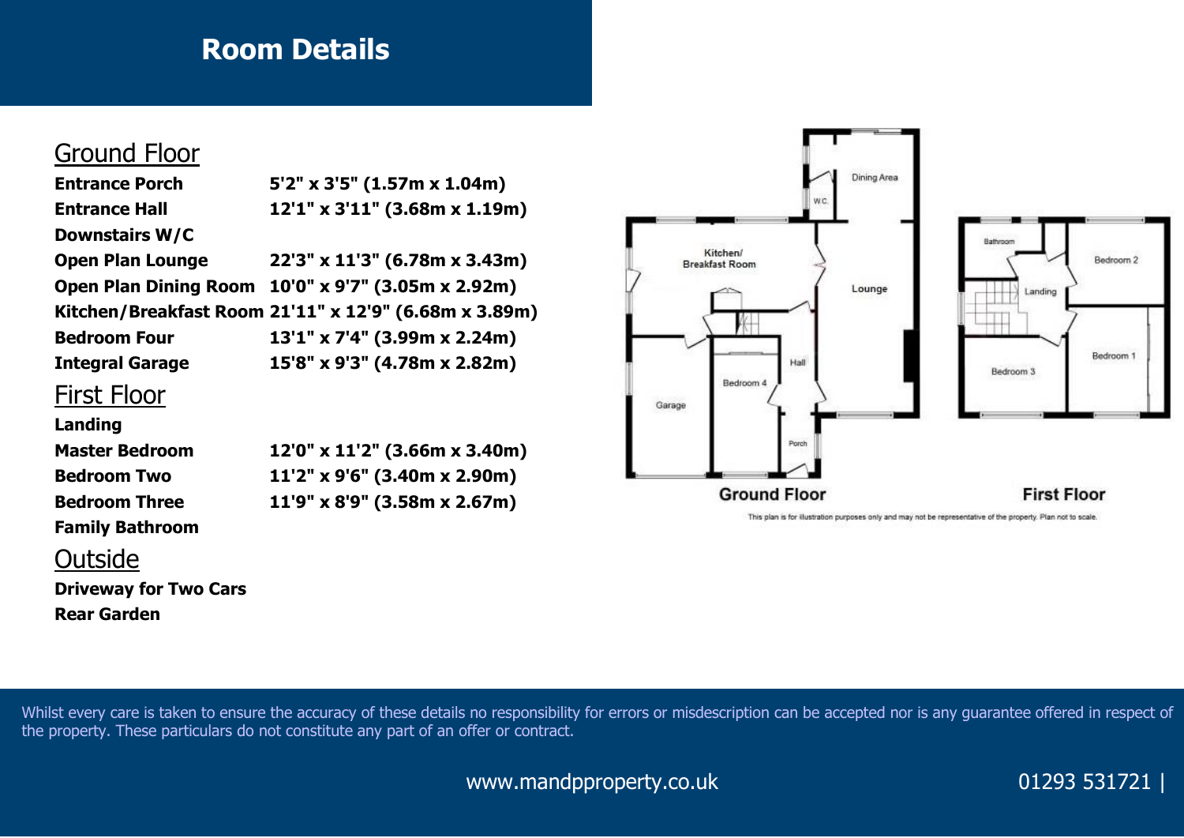# Room Details

## Ground Floor

| | |
|---|---|
| **Entrance Porch** | **5'2" x 3'5" (1.57m x 1.04m)** |
| **Entrance Hall** | **12'1" x 3'11" (3.68m x 1.19m)** |
| **Downstairs W/C** | |
| **Open Plan Lounge** | **22'3" x 11'3" (6.78m x 3.43m)** |
| **Open Plan Dining Room** | **10'0" x 9'7" (3.05m x 2.92m)** |
| **Kitchen/Breakfast Room** | **21'11" x 12'9" (6.68m x 3.89m)** |
| **Bedroom Four** | **13'1" x 7'4" (3.99m x 2.24m)** |
| **Integral Garage** | **15'8" x 9'3" (4.78m x 2.82m)** |

## First Floor

| | |
|---|---|
| **Landing** | |
| **Master Bedroom** | **12'0" x 11'2" (3.66m x 3.40m)** |
| **Bedroom Two** | **11'2" x 9'6" (3.40m x 2.90m)** |
| **Bedroom Three** | **11'9" x 8'9" (3.58m x 2.67m)** |
| **Family Bathroom** | |

## Outside

**Driveway for Two Cars**

**Rear Garden**

Dining Area, W.C., Kitchen/ Breakfast Room, Lounge, Hall, Bedroom 4, Garage, Porch

**Ground Floor**

Bathroom, Bedroom 2, Landing, Bedroom 1, Bedroom 3

**First Floor**

This plan is for illustration purposes only and may not be representative of the property. Plan not to scale.

Whilst every care is taken to ensure the accuracy of these details no responsibility for errors or misdescription can be accepted nor is any guarantee offered in respect of the property. These particulars do not constitute any part of an offer or contract.

www.mandpproperty.co.uk

01293 531721 |